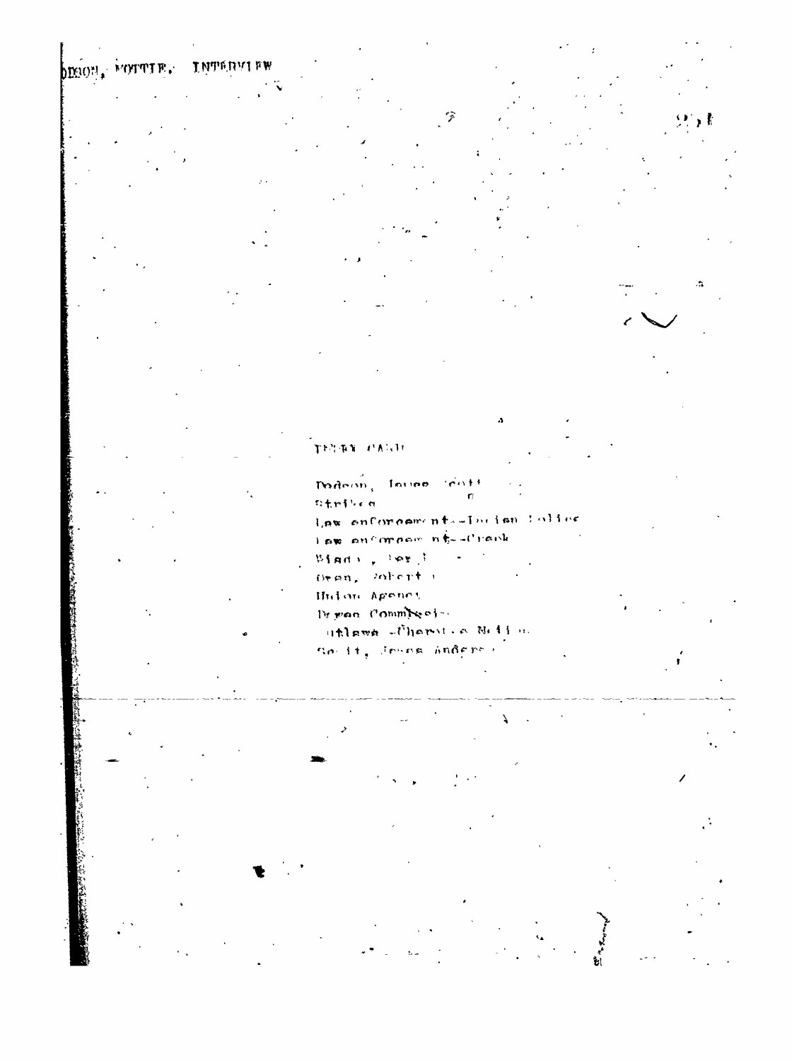DIXON, MOTTIE. INTERVIEW

ENTRY CARD

Dodson, James Scott
Strikes
Law enforcement--Indian Police
Law enforcement--Creek
Blake, Ben
Owen, Robert
Union Agency
Dawes Commission
Outlaws--Cherokee Nation
Scott, Jesse Anderson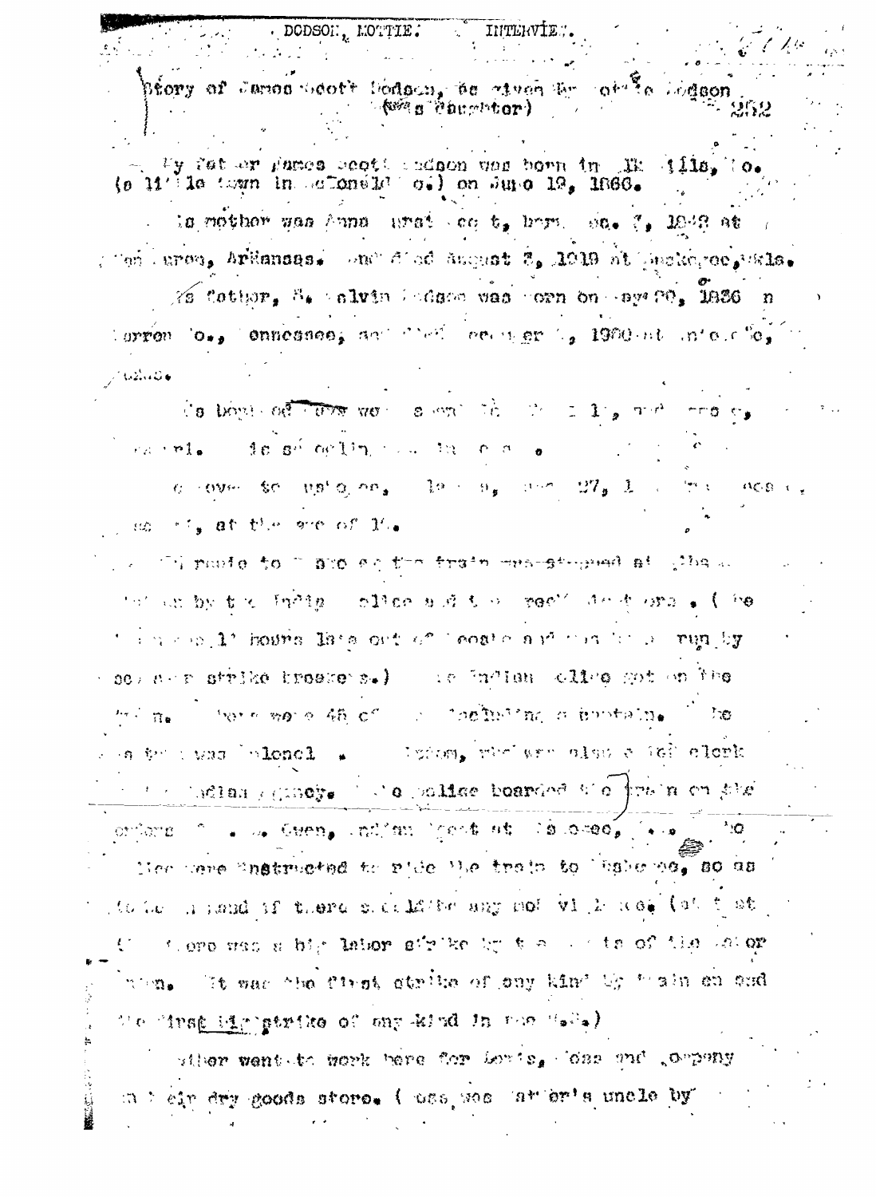Story of James Scott Dodson, as given by Lottie Dodson (His Daughter)

My father James Scott Dodson was born in Ellsville, Mo. (a little town in McDonald Co.) on June 19, 1866.

His mother was Anna ... Scott, born Dec. 7, 1848 at ..., Arkansas. She died August 3, 1919 at Muskogee, Okla.

His father, B. Calvin Dodson was born on May 20, 1836 in Warren Co., Tennessee, and died ... 1900 at ..., Okla.

His boyhood days were spent ... and ... . His schooling ...

He moved to Muskogee, ..., ... 27, 1... at the age of 1...

... route to Muskogee the train was stopped at ... by the Indian police and ... ( The ... 1... hours late out of ... and ... run by ... strike breakers.) The Indian police got on the train. There were 48 of ... including a captain. The ... was Colonel ..., who was also a ... clerk ... Indian Agency. The police boarded the train on the orders of ... Owen, Indian Agent at Muskogee, ... The police were instructed to ride the train to Muskogee, so as to be on hand if there should be any ... violence. (At that time there was a big labor strike by ... of the ... It was the first strike of any kind by train men and the first big strike of any kind in the U.S.)

Father went to work here for Lewis, Ross and Company in their dry goods store. (Ross was father's uncle by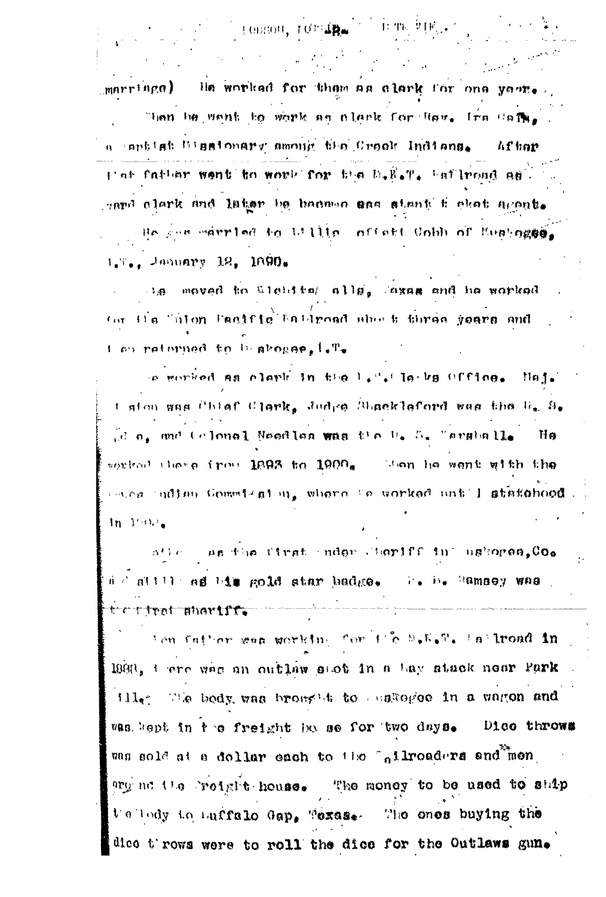marriage) He worked for them as clerk for one year.

Then he went to work as clerk for Rev. Ira Cain, a Baptist Missionary among the Creek Indians. After that father went to work for the M.K.T. Railroad as yard clerk and later he became asst. ticket agent.

He was married to Willie Moffett Cobb of Muskogee, I.T., January 12, 1890.

He moved to Wichita Falls, Texas and he worked for the Union Pacific Railroad about three years and then returned to Muskogee, I.T.

He worked as clerk in the U.S. Clerks Office. Maj. Paxton was Chief Clerk, Judge Shackleford was the U. S. Judge, and Colonel Needles was the U. S. Marshall. He worked there from 1893 to 1900. Then he went with the Dawes Indian Commission, where he worked until statehood in 1907.

Father was the first Under Sheriff in Muskogee, Co. and still has his gold star badge. J. D. Ramsey was the first sheriff.

When father was working for the M.K.T. Railroad in 1888, there was an outlaw shot in a hay stack near Park Hill. The body was brought to Muskogee in a wagon and was kept in the freight house for two days. Dice throws was sold at a dollar each to the railroaders and men around the freight house. The money to be used to ship the body to Buffalo Gap, Texas. The ones buying the dice throws were to roll the dice for the Outlaws gun.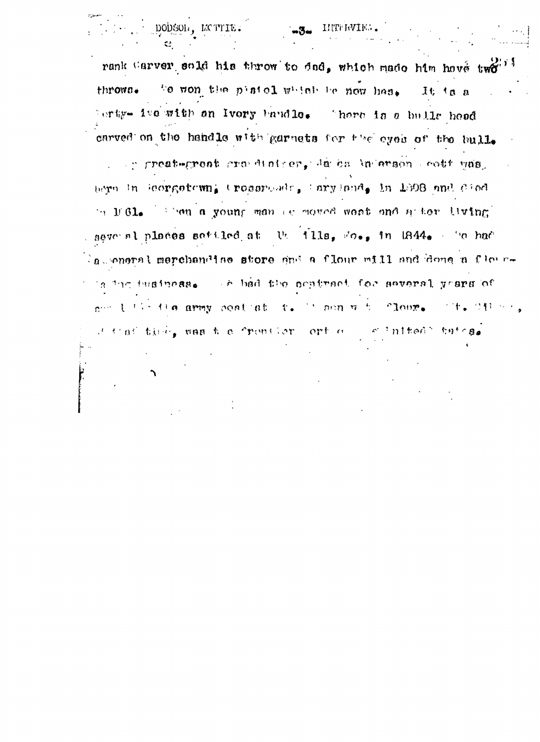rank Carver sold his throw to dad, which made him have two throws. He won the pistol which he now has. It is a forty-five with an Ivory handle. There is a bulls head carved on the handle with garnets for the eyes of the bull.

My great-great grandfather, James Anderson Scott was born in Georgetown, Crossroads, Maryland, in 1808 and died in 1861. When a young man he moved west and after living several places settled at Weston, Mo., in 1844. He had a general merchandise store and a flour mill and done a freighting business. He had the contract for several years of supplying the army post at Ft. Leavenworth with flour. Ft. Gibson, at that time, was the frontier fort of the United States.